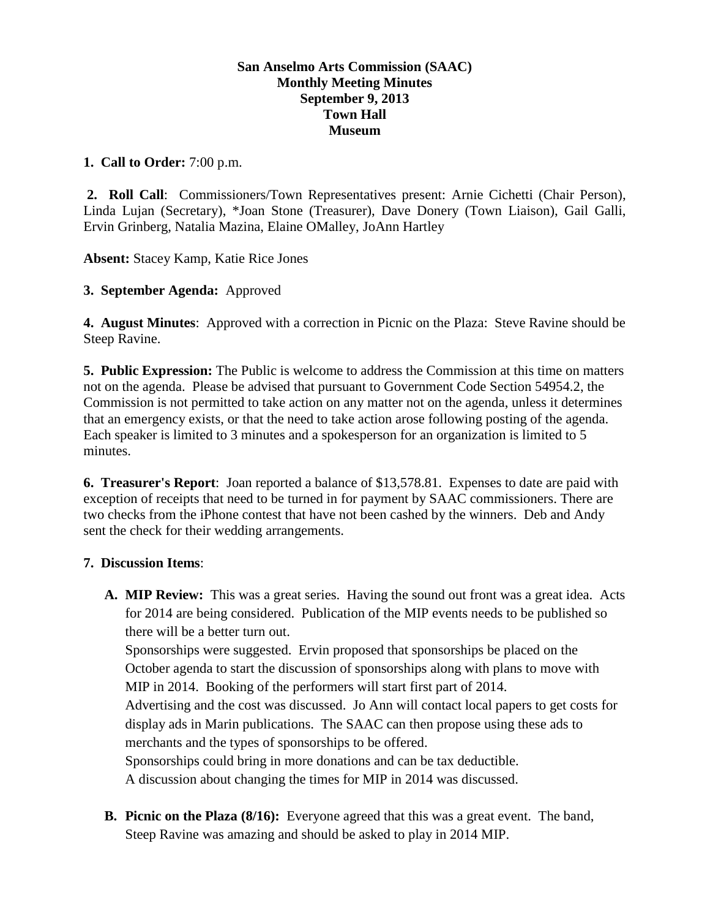**San Anselmo Arts Commission (SAAC)**
**Monthly Meeting Minutes**
**September 9, 2013**
**Town Hall**
**Museum**

**1. Call to Order:** 7:00 p.m.

**2. Roll Call**: Commissioners/Town Representatives present: Arnie Cichetti (Chair Person), Linda Lujan (Secretary), *Joan Stone (Treasurer), Dave Donery (Town Liaison), Gail Galli, Ervin Grinberg, Natalia Mazina, Elaine OMalley, JoAnn Hartley

**Absent:** Stacey Kamp, Katie Rice Jones

**3. September Agenda:** Approved

**4. August Minutes**: Approved with a correction in Picnic on the Plaza: Steve Ravine should be Steep Ravine.

**5. Public Expression:** The Public is welcome to address the Commission at this time on matters not on the agenda. Please be advised that pursuant to Government Code Section 54954.2, the Commission is not permitted to take action on any matter not on the agenda, unless it determines that an emergency exists, or that the need to take action arose following posting of the agenda. Each speaker is limited to 3 minutes and a spokesperson for an organization is limited to 5 minutes.

**6. Treasurer's Report**: Joan reported a balance of $13,578.81. Expenses to date are paid with exception of receipts that need to be turned in for payment by SAAC commissioners. There are two checks from the iPhone contest that have not been cashed by the winners. Deb and Andy sent the check for their wedding arrangements.

**7. Discussion Items**:

**A. MIP Review:** This was a great series. Having the sound out front was a great idea. Acts for 2014 are being considered. Publication of the MIP events needs to be published so there will be a better turn out.
Sponsorships were suggested. Ervin proposed that sponsorships be placed on the October agenda to start the discussion of sponsorships along with plans to move with MIP in 2014. Booking of the performers will start first part of 2014.
Advertising and the cost was discussed. Jo Ann will contact local papers to get costs for display ads in Marin publications. The SAAC can then propose using these ads to merchants and the types of sponsorships to be offered.
Sponsorships could bring in more donations and can be tax deductible.
A discussion about changing the times for MIP in 2014 was discussed.

**B. Picnic on the Plaza (8/16):** Everyone agreed that this was a great event. The band, Steep Ravine was amazing and should be asked to play in 2014 MIP.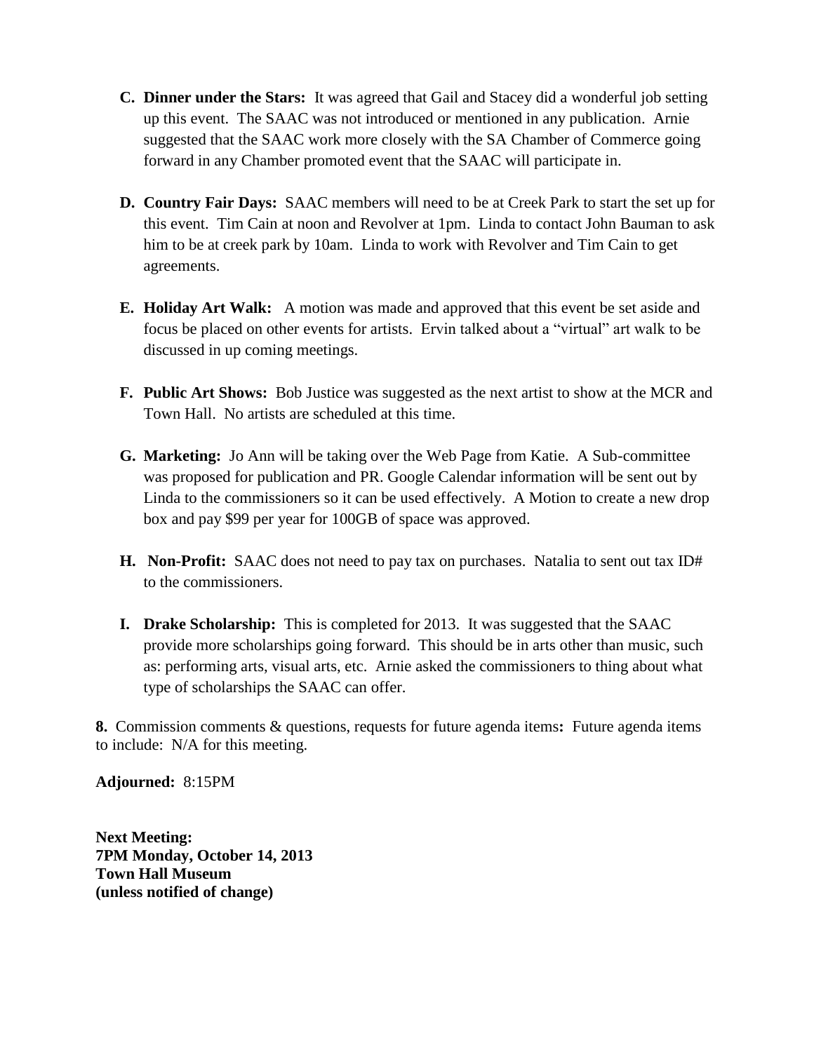C. **Dinner under the Stars:** It was agreed that Gail and Stacey did a wonderful job setting up this event. The SAAC was not introduced or mentioned in any publication. Arnie suggested that the SAAC work more closely with the SA Chamber of Commerce going forward in any Chamber promoted event that the SAAC will participate in.

D. **Country Fair Days:** SAAC members will need to be at Creek Park to start the set up for this event. Tim Cain at noon and Revolver at 1pm. Linda to contact John Bauman to ask him to be at creek park by 10am. Linda to work with Revolver and Tim Cain to get agreements.

E. **Holiday Art Walk:** A motion was made and approved that this event be set aside and focus be placed on other events for artists. Ervin talked about a "virtual" art walk to be discussed in up coming meetings.

F. **Public Art Shows:** Bob Justice was suggested as the next artist to show at the MCR and Town Hall. No artists are scheduled at this time.

G. **Marketing:** Jo Ann will be taking over the Web Page from Katie. A Sub-committee was proposed for publication and PR. Google Calendar information will be sent out by Linda to the commissioners so it can be used effectively. A Motion to create a new drop box and pay $99 per year for 100GB of space was approved.

H. **Non-Profit:** SAAC does not need to pay tax on purchases. Natalia to sent out tax ID# to the commissioners.

I. **Drake Scholarship:** This is completed for 2013. It was suggested that the SAAC provide more scholarships going forward. This should be in arts other than music, such as: performing arts, visual arts, etc. Arnie asked the commissioners to thing about what type of scholarships the SAAC can offer.

**8.** Commission comments & questions, requests for future agenda items**:** Future agenda items to include: N/A for this meeting.

**Adjourned:** 8:15PM

**Next Meeting:**
**7PM Monday, October 14, 2013**
**Town Hall Museum**
**(unless notified of change)**